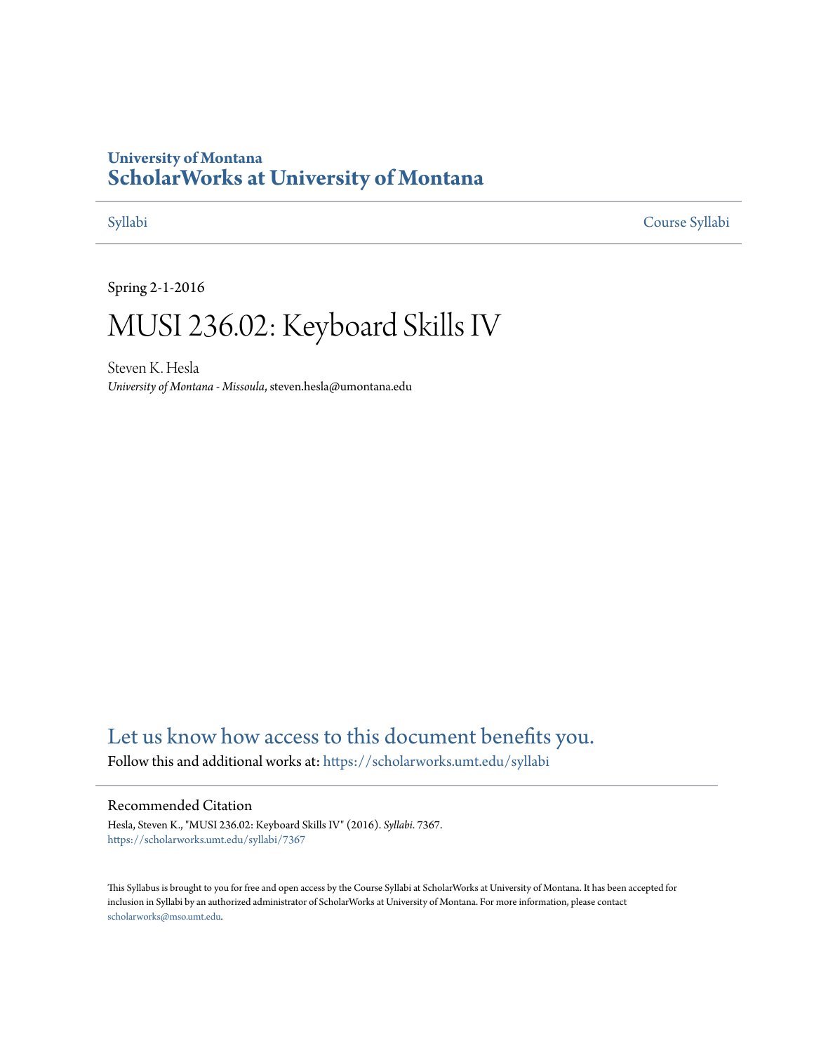University of Montana

# ScholarWorks at University of Montana

Syllabi

Course Syllabi

Spring 2-1-2016

# MUSI 236.02: Keyboard Skills IV

Steven K. Hesla

*University of Montana - Missoula*, steven.hesla@umontana.edu

Let us know how access to this document benefits you.

Follow this and additional works at: https://scholarworks.umt.edu/syllabi

## Recommended Citation

Hesla, Steven K., "MUSI 236.02: Keyboard Skills IV" (2016). *Syllabi*. 7367.
https://scholarworks.umt.edu/syllabi/7367

This Syllabus is brought to you for free and open access by the Course Syllabi at ScholarWorks at University of Montana. It has been accepted for inclusion in Syllabi by an authorized administrator of ScholarWorks at University of Montana. For more information, please contact scholarworks@mso.umt.edu.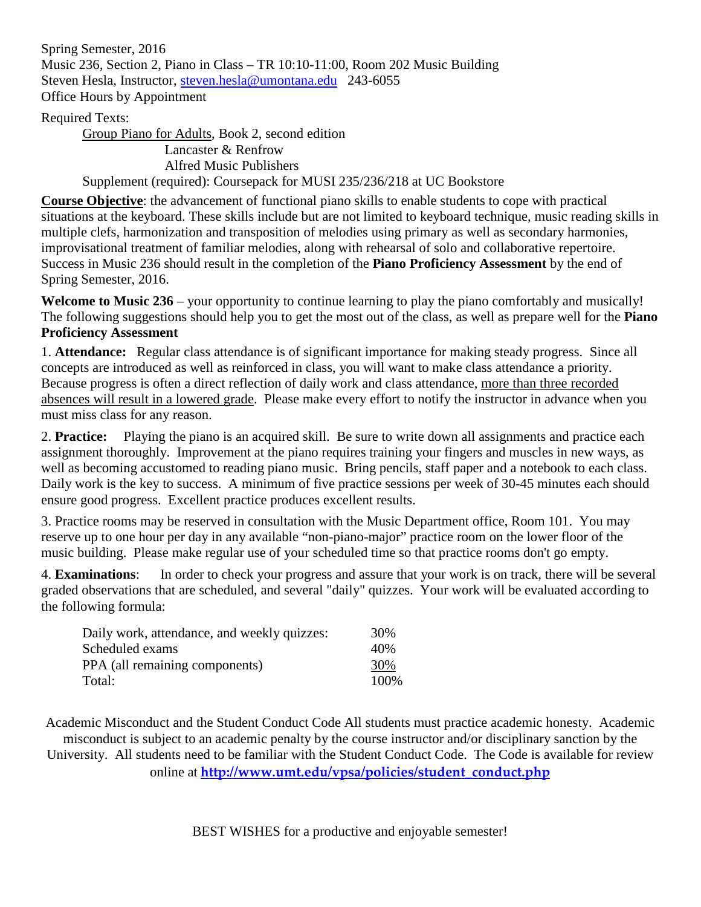Spring Semester, 2016
Music 236, Section 2, Piano in Class – TR 10:10-11:00, Room 202 Music Building
Steven Hesla, Instructor, steven.hesla@umontana.edu 243-6055
Office Hours by Appointment

Required Texts:

Group Piano for Adults, Book 2, second edition
Lancaster & Renfrow
Alfred Music Publishers
Supplement (required): Coursepack for MUSI 235/236/218 at UC Bookstore

**Course Objective**: the advancement of functional piano skills to enable students to cope with practical situations at the keyboard. These skills include but are not limited to keyboard technique, music reading skills in multiple clefs, harmonization and transposition of melodies using primary as well as secondary harmonies, improvisational treatment of familiar melodies, along with rehearsal of solo and collaborative repertoire. Success in Music 236 should result in the completion of the **Piano Proficiency Assessment** by the end of Spring Semester, 2016.

**Welcome to Music 236** – your opportunity to continue learning to play the piano comfortably and musically! The following suggestions should help you to get the most out of the class, as well as prepare well for the **Piano Proficiency Assessment**

1. **Attendance:** Regular class attendance is of significant importance for making steady progress. Since all concepts are introduced as well as reinforced in class, you will want to make class attendance a priority. Because progress is often a direct reflection of daily work and class attendance, more than three recorded absences will result in a lowered grade. Please make every effort to notify the instructor in advance when you must miss class for any reason.

2. **Practice:** Playing the piano is an acquired skill. Be sure to write down all assignments and practice each assignment thoroughly. Improvement at the piano requires training your fingers and muscles in new ways, as well as becoming accustomed to reading piano music. Bring pencils, staff paper and a notebook to each class. Daily work is the key to success. A minimum of five practice sessions per week of 30-45 minutes each should ensure good progress. Excellent practice produces excellent results.

3. Practice rooms may be reserved in consultation with the Music Department office, Room 101. You may reserve up to one hour per day in any available "non-piano-major" practice room on the lower floor of the music building. Please make regular use of your scheduled time so that practice rooms don't go empty.

4. **Examinations**: In order to check your progress and assure that your work is on track, there will be several graded observations that are scheduled, and several "daily" quizzes. Your work will be evaluated according to the following formula:

| | |
|---|---|
| Daily work, attendance, and weekly quizzes: | 30% |
| Scheduled exams | 40% |
| PPA (all remaining components) | 30% |
| Total: | 100% |

Academic Misconduct and the Student Conduct Code All students must practice academic honesty. Academic misconduct is subject to an academic penalty by the course instructor and/or disciplinary sanction by the University. All students need to be familiar with the Student Conduct Code. The Code is available for review online at **http://www.umt.edu/vpsa/policies/student_conduct.php**

BEST WISHES for a productive and enjoyable semester!